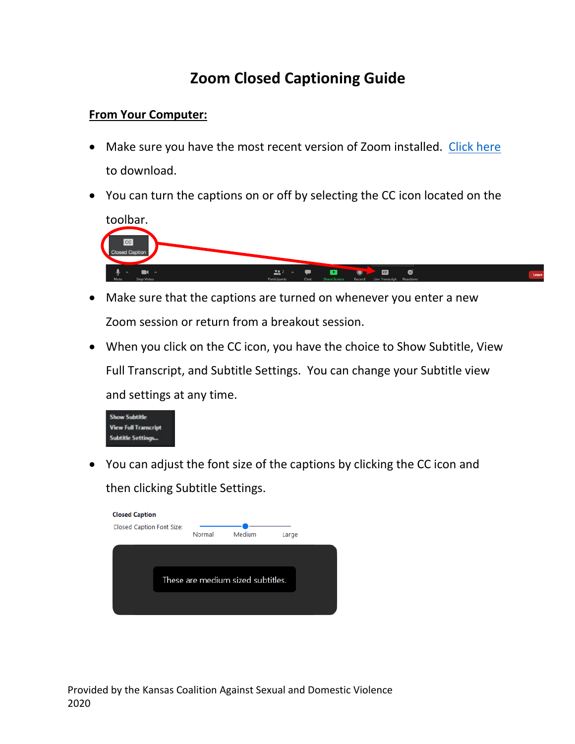# Zoom Closed Captioning Guide

## From Your Computer:

- Make sure you have the most recent version of Zoom installed. Click here to download.
- You can turn the captions on or off by selecting the CC icon located on the toolbar.
- Make sure that the captions are turned on whenever you enter a new Zoom session or return from a breakout session.
- When you click on the CC icon, you have the choice to Show Subtitle, View Full Transcript, and Subtitle Settings. You can change your Subtitle view and settings at any time.
- You can adjust the font size of the captions by clicking the CC icon and then clicking Subtitle Settings.

Provided by the Kansas Coalition Against Sexual and Domestic Violence 2020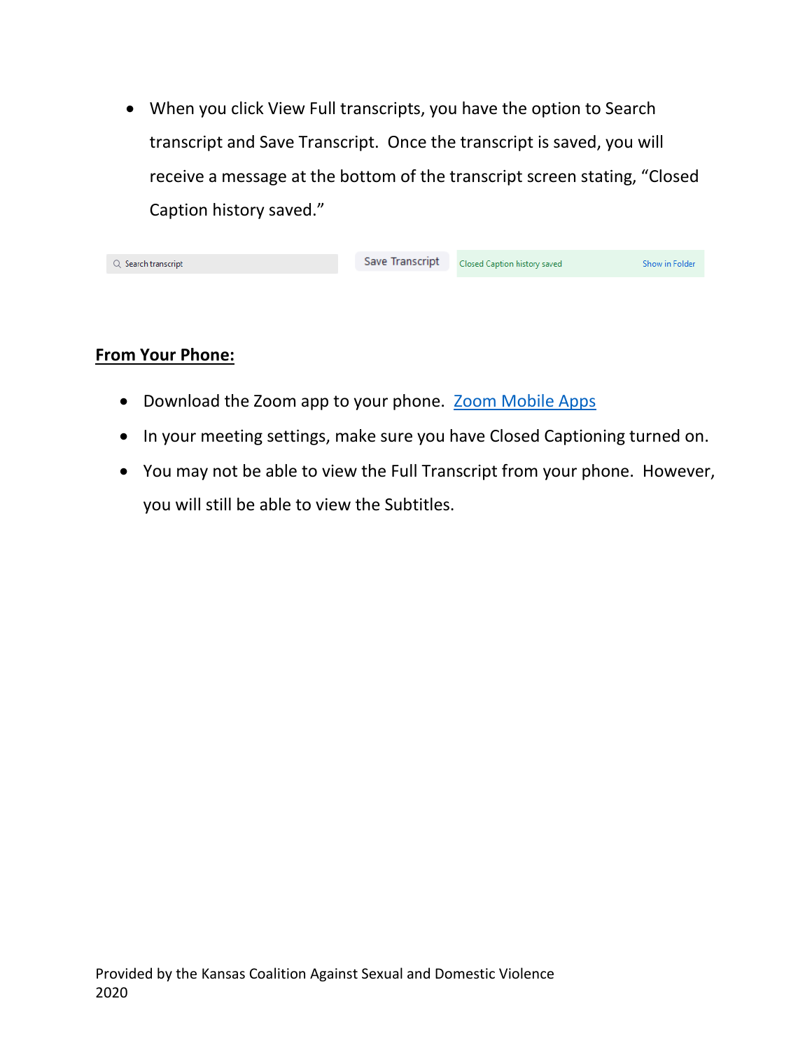- When you click View Full transcripts, you have the option to Search transcript and Save Transcript. Once the transcript is saved, you will receive a message at the bottom of the transcript screen stating, "Closed Caption history saved."

Search transcript | Save Transcript | Closed Caption history saved | Show in Folder

**From Your Phone:**

- Download the Zoom app to your phone. Zoom Mobile Apps
- In your meeting settings, make sure you have Closed Captioning turned on.
- You may not be able to view the Full Transcript from your phone. However, you will still be able to view the Subtitles.

Provided by the Kansas Coalition Against Sexual and Domestic Violence
2020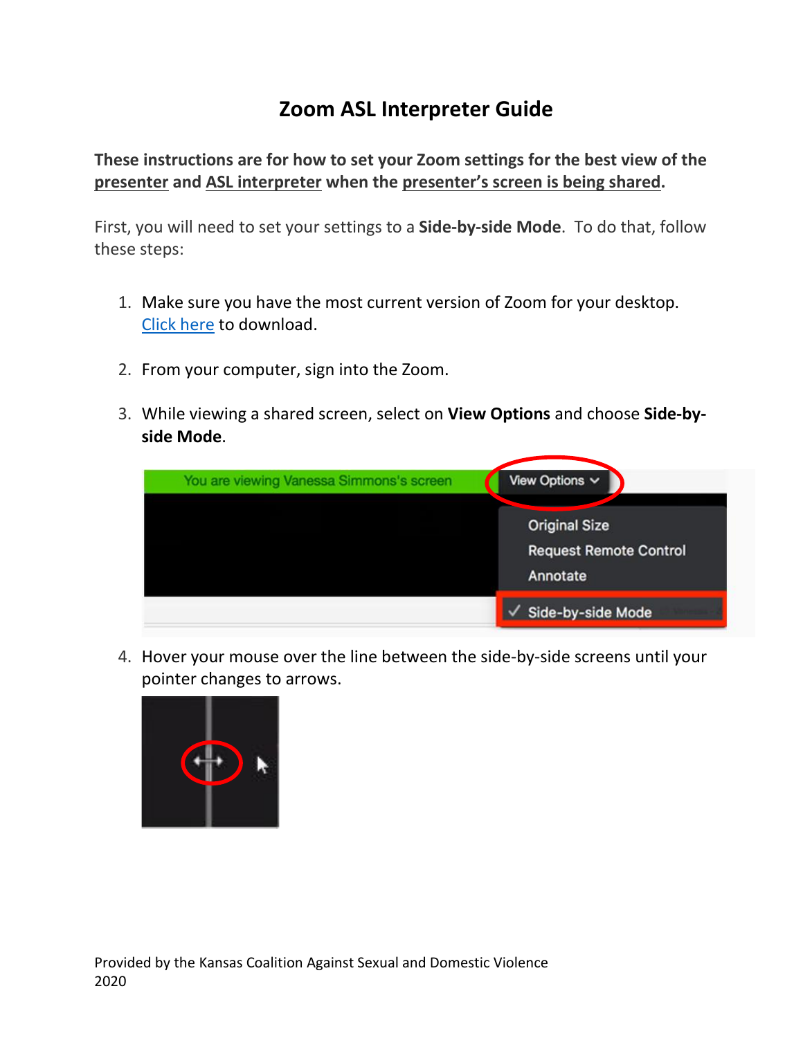# Zoom ASL Interpreter Guide

**These instructions are for how to set your Zoom settings for the best view of the presenter and ASL interpreter when the presenter's screen is being shared.**

First, you will need to set your settings to a **Side-by-side Mode**. To do that, follow these steps:

1. Make sure you have the most current version of Zoom for your desktop. [Click here]() to download.

2. From your computer, sign into the Zoom.

3. While viewing a shared screen, select on **View Options** and choose **Side-by-side Mode**.

4. Hover your mouse over the line between the side-by-side screens until your pointer changes to arrows.

Provided by the Kansas Coalition Against Sexual and Domestic Violence 2020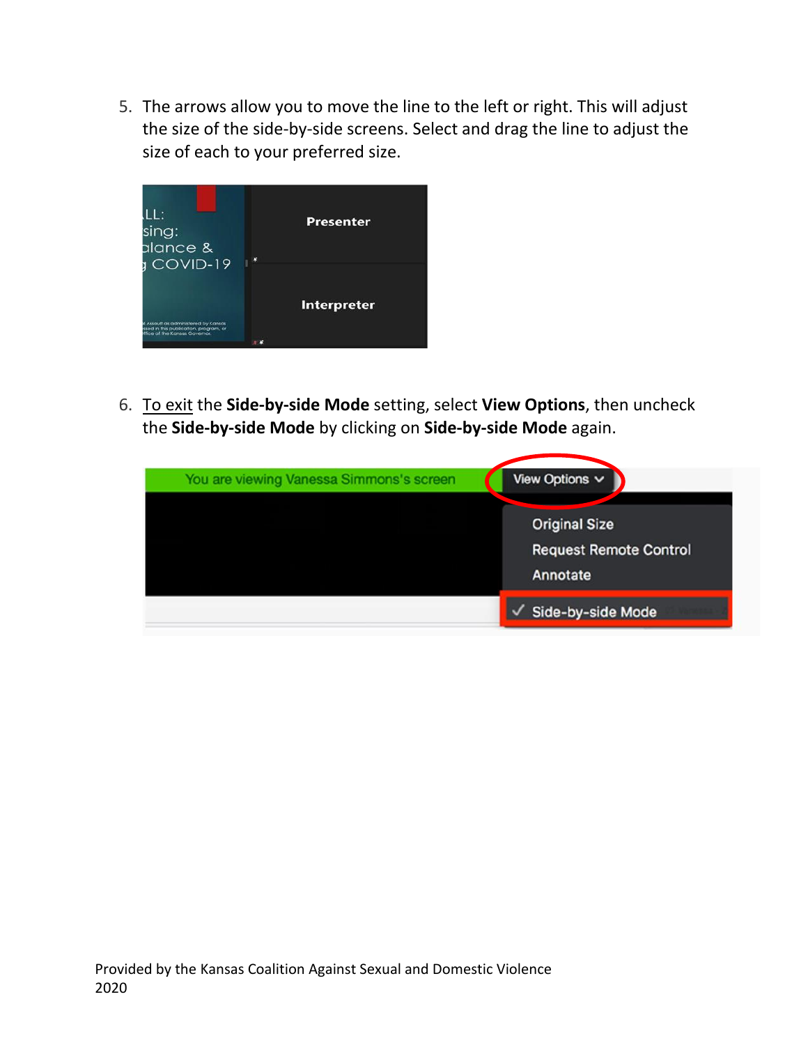5. The arrows allow you to move the line to the left or right. This will adjust the size of the side-by-side screens. Select and drag the line to adjust the size of each to your preferred size.

6. To exit the **Side-by-side Mode** setting, select **View Options**, then uncheck the **Side-by-side Mode** by clicking on **Side-by-side Mode** again.

Provided by the Kansas Coalition Against Sexual and Domestic Violence 2020